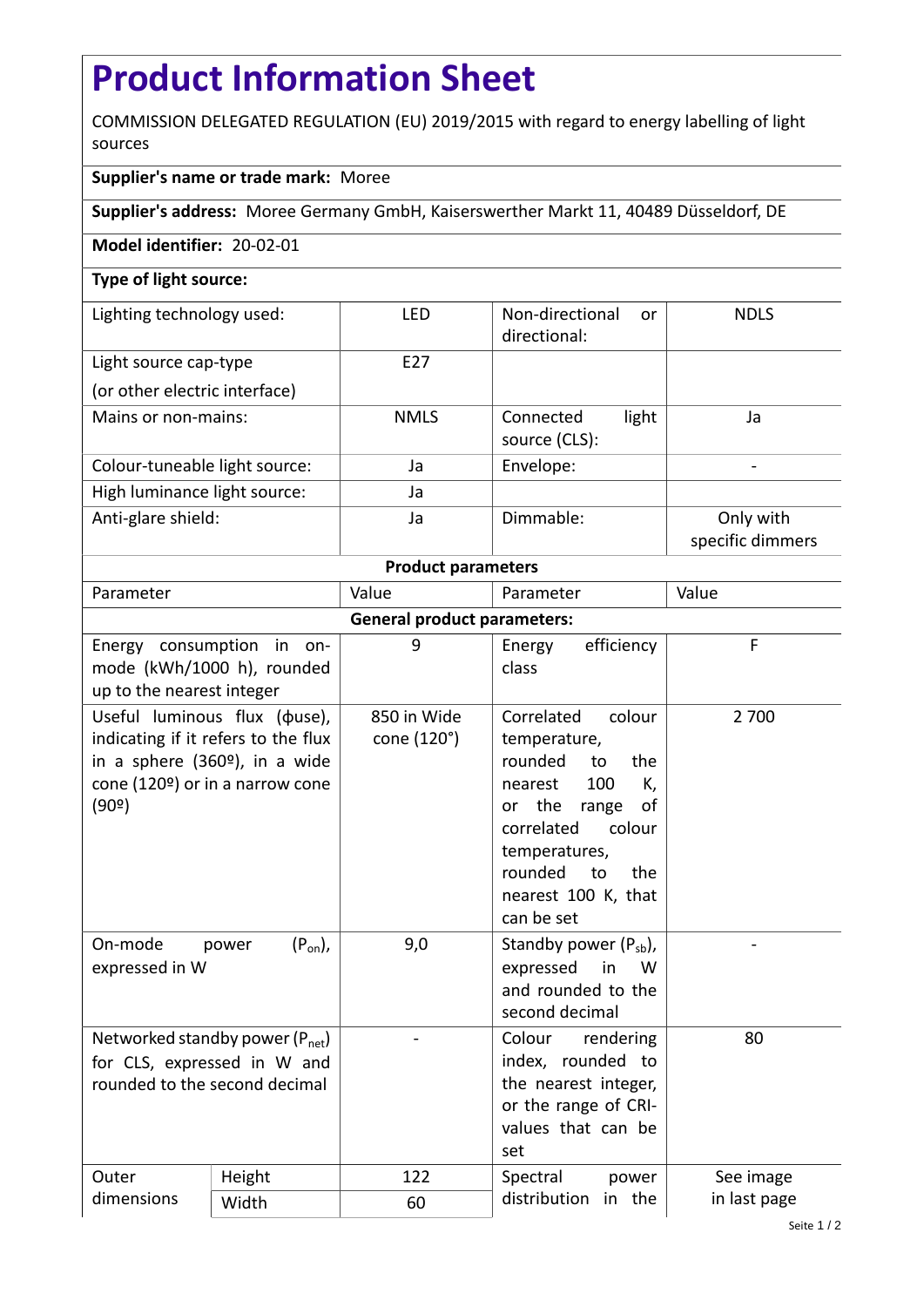# Product Information Sheet

COMMISSION DELEGATED REGULATION (EU) 2019/2015 with regard to energy labelling of light sources

**Supplier's name or trade mark:** Moree

**Supplier's address:** Moree Germany GmbH, Kaiserswerther Markt 11, 40489 Düsseldorf, DE

**Model identifier:** 20-02-01

**Type of light source:**

| | | | |
|---|---|---|---|
| Lighting technology used: | LED | Non-directional or directional: | NDLS |
| Light source cap-type (or other electric interface) | E27 | | |
| Mains or non-mains: | NMLS | Connected light source (CLS): | Ja |
| Colour-tuneable light source: | Ja | Envelope: | - |
| High luminance light source: | Ja | | |
| Anti-glare shield: | Ja | Dimmable: | Only with specific dimmers |

**Product parameters**

| Parameter | | Value | Parameter | Value |
|---|---|---|---|---|
| **General product parameters:** | | | | |
| Energy consumption in on-mode (kWh/1000 h), rounded up to the nearest integer | | 9 | Energy efficiency class | F |
| Useful luminous flux (ϕuse), indicating if it refers to the flux in a sphere (360º), in a wide cone (120º) or in a narrow cone (90º) | | 850 in Wide cone (120°) | Correlated colour temperature, rounded to the nearest 100 K, or the range of correlated colour temperatures, rounded to the nearest 100 K, that can be set | 2 700 |
| On-mode power ($P_{on}$), expressed in W | | 9,0 | Standby power ($P_{sb}$), expressed in W and rounded to the second decimal | - |
| Networked standby power ($P_{net}$) for CLS, expressed in W and rounded to the second decimal | | - | Colour rendering index, rounded to the nearest integer, or the range of CRI-values that can be set | 80 |
| Outer dimensions | Height | 122 | Spectral power distribution in the | See image in last page |
| | Width | 60 | | |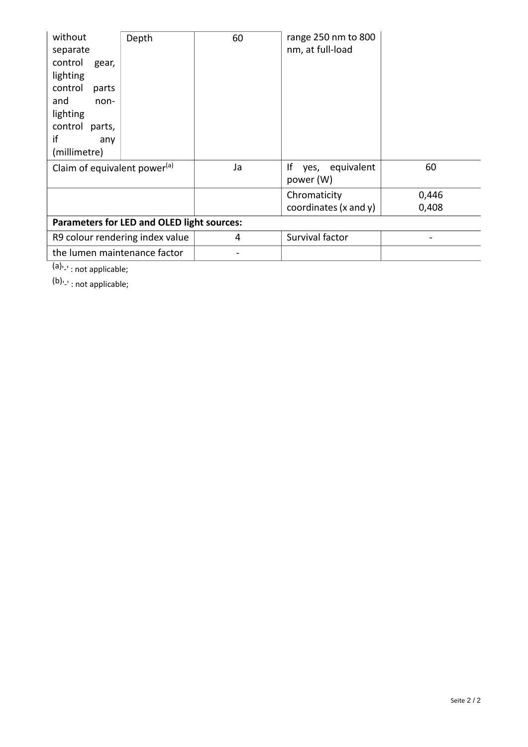| | | | | |
|---|---|---|---|---|
| without separate control gear, lighting control parts and non-lighting control parts, if any (millimetre) | Depth | 60 | range 250 nm to 800 nm, at full-load | |
| Claim of equivalent power[(a)] | | Ja | If yes, equivalent power (W) | 60 |
| | | | Chromaticity coordinates (x and y) | 0,446<br>0,408 |
| **Parameters for LED and OLED light sources:** | | | | |
| R9 colour rendering index value | | 4 | Survival factor | - |
| the lumen maintenance factor | | - | | |

(a)'-' : not applicable;

(b)'-' : not applicable;